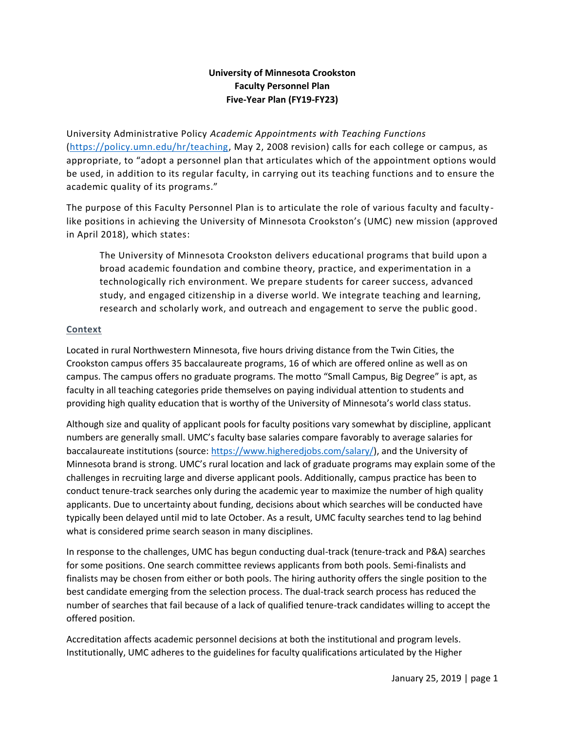**University of Minnesota Crookston**
**Faculty Personnel Plan**
**Five-Year Plan (FY19-FY23)**

University Administrative Policy *Academic Appointments with Teaching Functions* (https://policy.umn.edu/hr/teaching, May 2, 2008 revision) calls for each college or campus, as appropriate, to "adopt a personnel plan that articulates which of the appointment options would be used, in addition to its regular faculty, in carrying out its teaching functions and to ensure the academic quality of its programs."

The purpose of this Faculty Personnel Plan is to articulate the role of various faculty and faculty-like positions in achieving the University of Minnesota Crookston's (UMC) new mission (approved in April 2018), which states:

> The University of Minnesota Crookston delivers educational programs that build upon a broad academic foundation and combine theory, practice, and experimentation in a technologically rich environment. We prepare students for career success, advanced study, and engaged citizenship in a diverse world. We integrate teaching and learning, research and scholarly work, and outreach and engagement to serve the public good.

## Context

Located in rural Northwestern Minnesota, five hours driving distance from the Twin Cities, the Crookston campus offers 35 baccalaureate programs, 16 of which are offered online as well as on campus. The campus offers no graduate programs. The motto "Small Campus, Big Degree" is apt, as faculty in all teaching categories pride themselves on paying individual attention to students and providing high quality education that is worthy of the University of Minnesota's world class status.

Although size and quality of applicant pools for faculty positions vary somewhat by discipline, applicant numbers are generally small. UMC's faculty base salaries compare favorably to average salaries for baccalaureate institutions (source: https://www.higheredjobs.com/salary/), and the University of Minnesota brand is strong. UMC's rural location and lack of graduate programs may explain some of the challenges in recruiting large and diverse applicant pools. Additionally, campus practice has been to conduct tenure-track searches only during the academic year to maximize the number of high quality applicants. Due to uncertainty about funding, decisions about which searches will be conducted have typically been delayed until mid to late October. As a result, UMC faculty searches tend to lag behind what is considered prime search season in many disciplines.

In response to the challenges, UMC has begun conducting dual-track (tenure-track and P&A) searches for some positions. One search committee reviews applicants from both pools. Semi-finalists and finalists may be chosen from either or both pools. The hiring authority offers the single position to the best candidate emerging from the selection process. The dual-track search process has reduced the number of searches that fail because of a lack of qualified tenure-track candidates willing to accept the offered position.

Accreditation affects academic personnel decisions at both the institutional and program levels. Institutionally, UMC adheres to the guidelines for faculty qualifications articulated by the Higher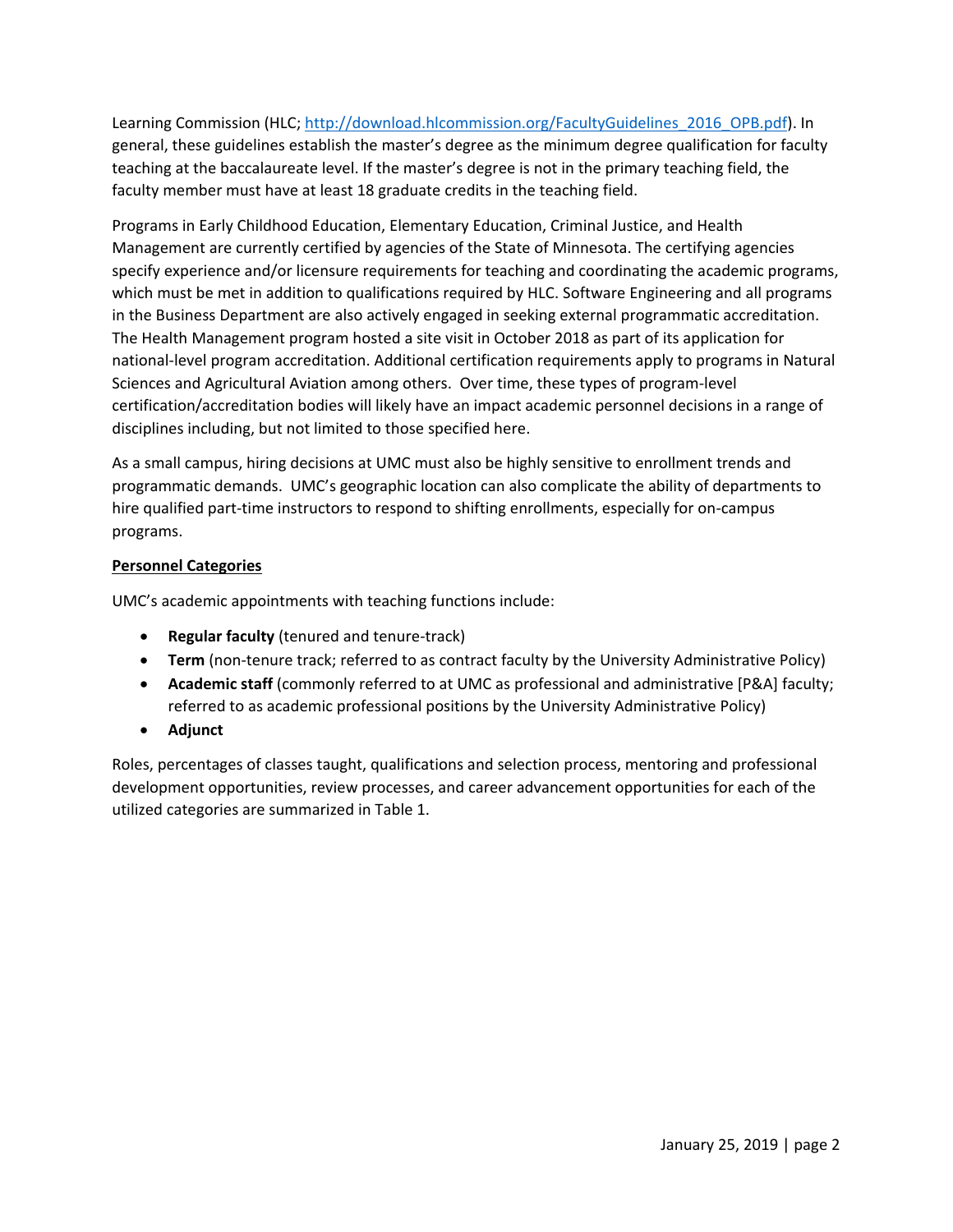Learning Commission (HLC; http://download.hlcommission.org/FacultyGuidelines_2016_OPB.pdf). In general, these guidelines establish the master's degree as the minimum degree qualification for faculty teaching at the baccalaureate level. If the master's degree is not in the primary teaching field, the faculty member must have at least 18 graduate credits in the teaching field.

Programs in Early Childhood Education, Elementary Education, Criminal Justice, and Health Management are currently certified by agencies of the State of Minnesota. The certifying agencies specify experience and/or licensure requirements for teaching and coordinating the academic programs, which must be met in addition to qualifications required by HLC. Software Engineering and all programs in the Business Department are also actively engaged in seeking external programmatic accreditation. The Health Management program hosted a site visit in October 2018 as part of its application for national-level program accreditation. Additional certification requirements apply to programs in Natural Sciences and Agricultural Aviation among others. Over time, these types of program-level certification/accreditation bodies will likely have an impact academic personnel decisions in a range of disciplines including, but not limited to those specified here.

As a small campus, hiring decisions at UMC must also be highly sensitive to enrollment trends and programmatic demands. UMC's geographic location can also complicate the ability of departments to hire qualified part-time instructors to respond to shifting enrollments, especially for on-campus programs.

**Personnel Categories**

UMC's academic appointments with teaching functions include:

- **Regular faculty** (tenured and tenure-track)
- **Term** (non-tenure track; referred to as contract faculty by the University Administrative Policy)
- **Academic staff** (commonly referred to at UMC as professional and administrative [P&A] faculty; referred to as academic professional positions by the University Administrative Policy)
- **Adjunct**

Roles, percentages of classes taught, qualifications and selection process, mentoring and professional development opportunities, review processes, and career advancement opportunities for each of the utilized categories are summarized in Table 1.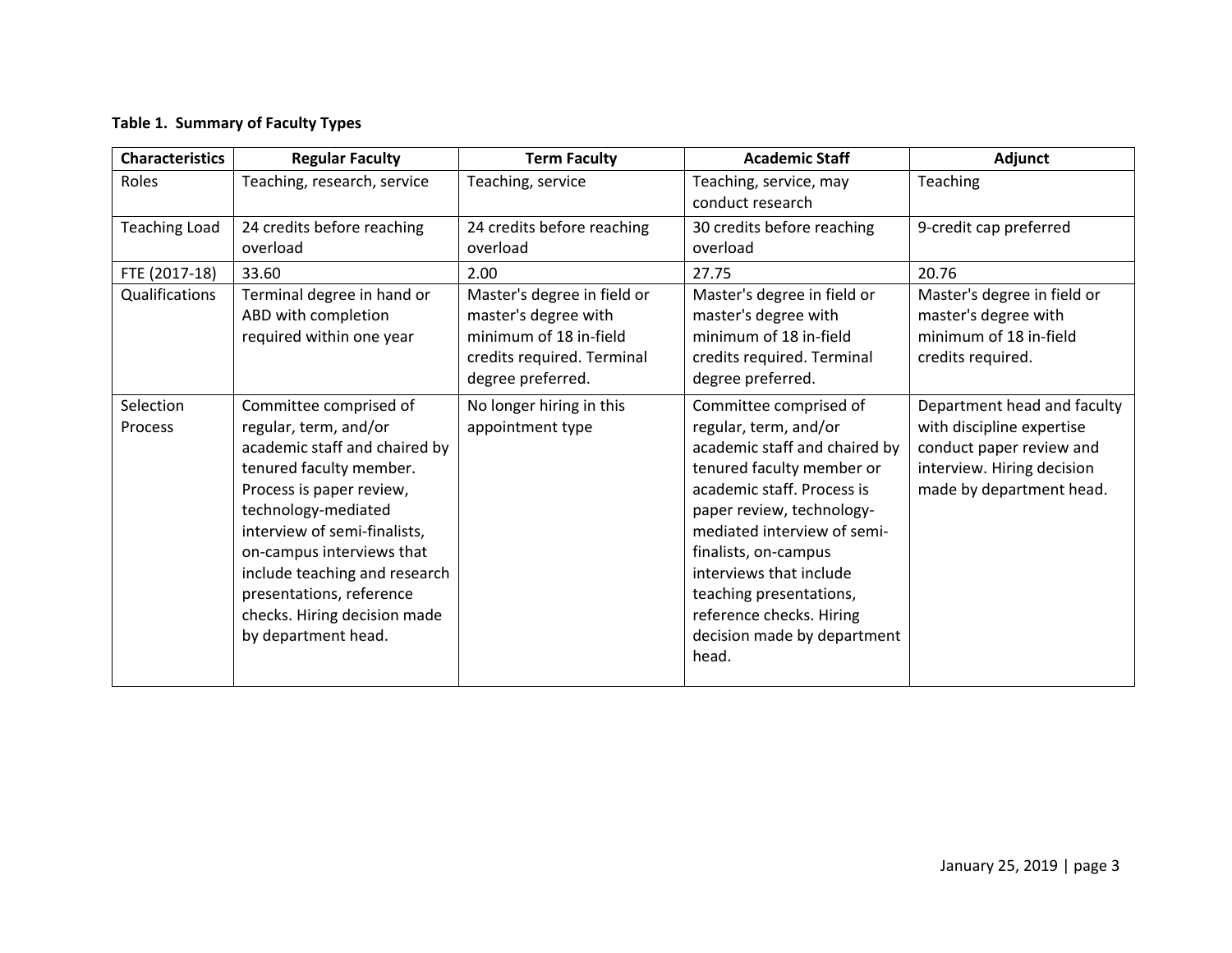**Table 1. Summary of Faculty Types**

| Characteristics | Regular Faculty | Term Faculty | Academic Staff | Adjunct |
|---|---|---|---|---|
| Roles | Teaching, research, service | Teaching, service | Teaching, service, may conduct research | Teaching |
| Teaching Load | 24 credits before reaching overload | 24 credits before reaching overload | 30 credits before reaching overload | 9-credit cap preferred |
| FTE (2017-18) | 33.60 | 2.00 | 27.75 | 20.76 |
| Qualifications | Terminal degree in hand or ABD with completion required within one year | Master's degree in field or master's degree with minimum of 18 in-field credits required. Terminal degree preferred. | Master's degree in field or master's degree with minimum of 18 in-field credits required. Terminal degree preferred. | Master's degree in field or master's degree with minimum of 18 in-field credits required. |
| Selection Process | Committee comprised of regular, term, and/or academic staff and chaired by tenured faculty member. Process is paper review, technology-mediated interview of semi-finalists, on-campus interviews that include teaching and research presentations, reference checks. Hiring decision made by department head. | No longer hiring in this appointment type | Committee comprised of regular, term, and/or academic staff and chaired by tenured faculty member or academic staff. Process is paper review, technology-mediated interview of semi-finalists, on-campus interviews that include teaching presentations, reference checks. Hiring decision made by department head. | Department head and faculty with discipline expertise conduct paper review and interview. Hiring decision made by department head. |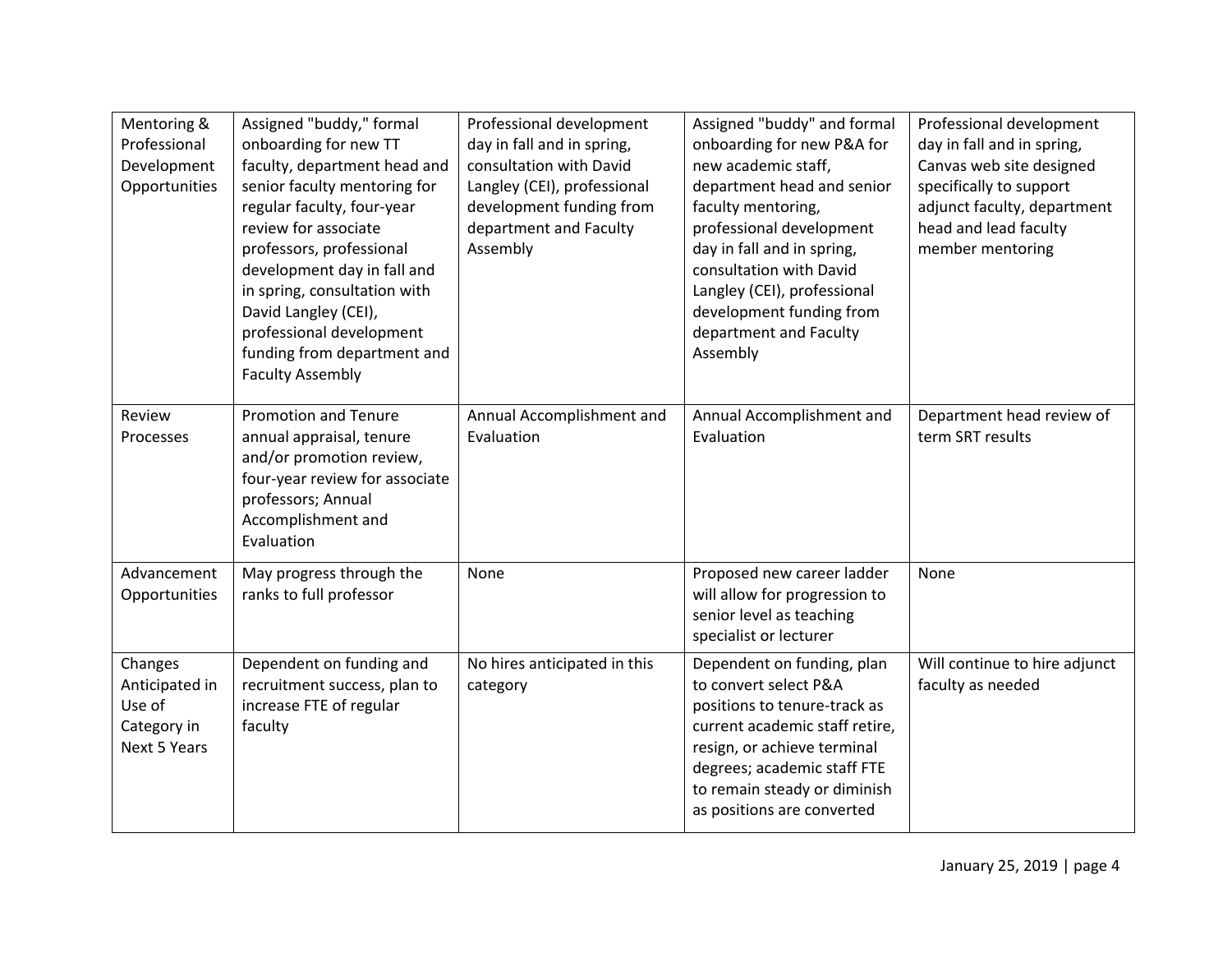| | | | | |
|---|---|---|---|---|
| Mentoring & Professional Development Opportunities | Assigned "buddy," formal onboarding for new TT faculty, department head and senior faculty mentoring for regular faculty, four-year review for associate professors, professional development day in fall and in spring, consultation with David Langley (CEI), professional development funding from department and Faculty Assembly | Professional development day in fall and in spring, consultation with David Langley (CEI), professional development funding from department and Faculty Assembly | Assigned "buddy" and formal onboarding for new P&A for new academic staff, department head and senior faculty mentoring, professional development day in fall and in spring, consultation with David Langley (CEI), professional development funding from department and Faculty Assembly | Professional development day in fall and in spring, Canvas web site designed specifically to support adjunct faculty, department head and lead faculty member mentoring |
| Review Processes | Promotion and Tenure annual appraisal, tenure and/or promotion review, four-year review for associate professors; Annual Accomplishment and Evaluation | Annual Accomplishment and Evaluation | Annual Accomplishment and Evaluation | Department head review of term SRT results |
| Advancement Opportunities | May progress through the ranks to full professor | None | Proposed new career ladder will allow for progression to senior level as teaching specialist or lecturer | None |
| Changes Anticipated in Use of Category in Next 5 Years | Dependent on funding and recruitment success, plan to increase FTE of regular faculty | No hires anticipated in this category | Dependent on funding, plan to convert select P&A positions to tenure-track as current academic staff retire, resign, or achieve terminal degrees; academic staff FTE to remain steady or diminish as positions are converted | Will continue to hire adjunct faculty as needed |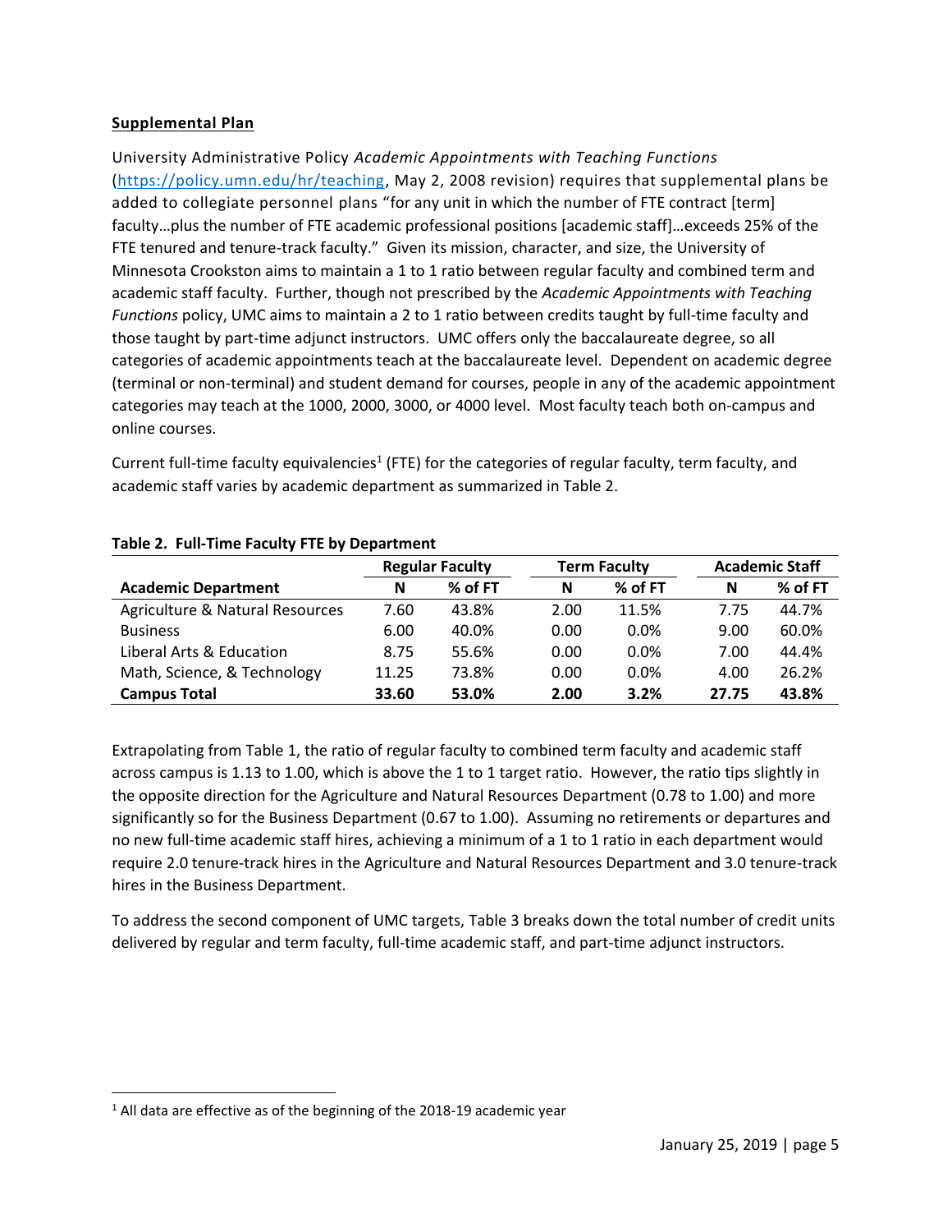**Supplemental Plan**

University Administrative Policy *Academic Appointments with Teaching Functions* (https://policy.umn.edu/hr/teaching, May 2, 2008 revision) requires that supplemental plans be added to collegiate personnel plans "for any unit in which the number of FTE contract [term] faculty…plus the number of FTE academic professional positions [academic staff]…exceeds 25% of the FTE tenured and tenure-track faculty." Given its mission, character, and size, the University of Minnesota Crookston aims to maintain a 1 to 1 ratio between regular faculty and combined term and academic staff faculty. Further, though not prescribed by the *Academic Appointments with Teaching Functions* policy, UMC aims to maintain a 2 to 1 ratio between credits taught by full-time faculty and those taught by part-time adjunct instructors. UMC offers only the baccalaureate degree, so all categories of academic appointments teach at the baccalaureate level. Dependent on academic degree (terminal or non-terminal) and student demand for courses, people in any of the academic appointment categories may teach at the 1000, 2000, 3000, or 4000 level. Most faculty teach both on-campus and online courses.

Current full-time faculty equivalencies[1] (FTE) for the categories of regular faculty, term faculty, and academic staff varies by academic department as summarized in Table 2.

**Table 2. Full-Time Faculty FTE by Department**

| | Regular Faculty | | Term Faculty | | Academic Staff | |
|---|---|---|---|---|---|---|
| **Academic Department** | **N** | **% of FT** | **N** | **% of FT** | **N** | **% of FT** |
| Agriculture & Natural Resources | 7.60 | 43.8% | 2.00 | 11.5% | 7.75 | 44.7% |
| Business | 6.00 | 40.0% | 0.00 | 0.0% | 9.00 | 60.0% |
| Liberal Arts & Education | 8.75 | 55.6% | 0.00 | 0.0% | 7.00 | 44.4% |
| Math, Science, & Technology | 11.25 | 73.8% | 0.00 | 0.0% | 4.00 | 26.2% |
| **Campus Total** | **33.60** | **53.0%** | **2.00** | **3.2%** | **27.75** | **43.8%** |

Extrapolating from Table 1, the ratio of regular faculty to combined term faculty and academic staff across campus is 1.13 to 1.00, which is above the 1 to 1 target ratio. However, the ratio tips slightly in the opposite direction for the Agriculture and Natural Resources Department (0.78 to 1.00) and more significantly so for the Business Department (0.67 to 1.00). Assuming no retirements or departures and no new full-time academic staff hires, achieving a minimum of a 1 to 1 ratio in each department would require 2.0 tenure-track hires in the Agriculture and Natural Resources Department and 3.0 tenure-track hires in the Business Department.

To address the second component of UMC targets, Table 3 breaks down the total number of credit units delivered by regular and term faculty, full-time academic staff, and part-time adjunct instructors.

[1] All data are effective as of the beginning of the 2018-19 academic year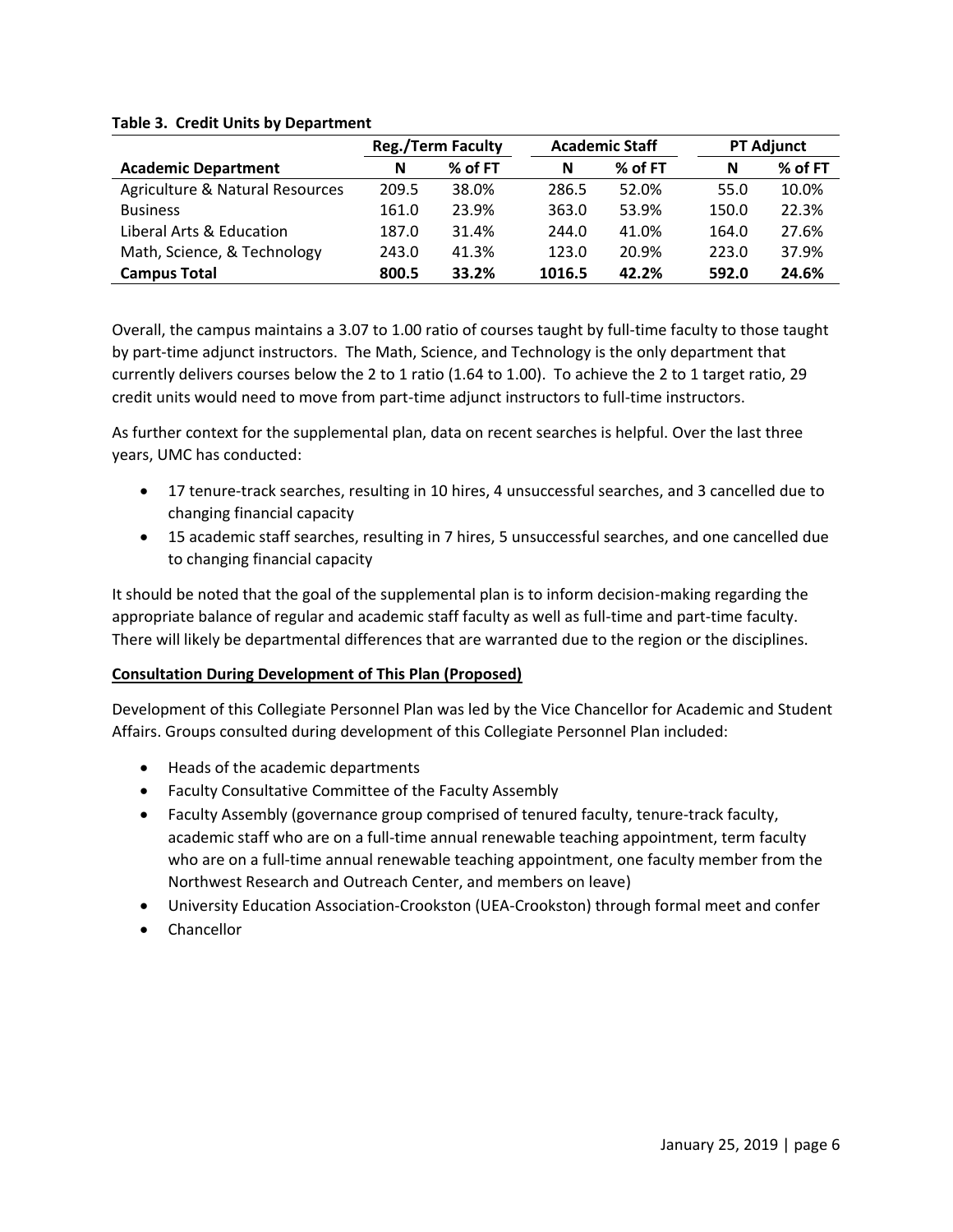**Table 3. Credit Units by Department**

| | Reg./Term Faculty | | Academic Staff | | PT Adjunct | |
|---|---|---|---|---|---|---|
| **Academic Department** | **N** | **% of FT** | **N** | **% of FT** | **N** | **% of FT** |
| Agriculture & Natural Resources | 209.5 | 38.0% | 286.5 | 52.0% | 55.0 | 10.0% |
| Business | 161.0 | 23.9% | 363.0 | 53.9% | 150.0 | 22.3% |
| Liberal Arts & Education | 187.0 | 31.4% | 244.0 | 41.0% | 164.0 | 27.6% |
| Math, Science, & Technology | 243.0 | 41.3% | 123.0 | 20.9% | 223.0 | 37.9% |
| **Campus Total** | **800.5** | **33.2%** | **1016.5** | **42.2%** | **592.0** | **24.6%** |

Overall, the campus maintains a 3.07 to 1.00 ratio of courses taught by full-time faculty to those taught by part-time adjunct instructors. The Math, Science, and Technology is the only department that currently delivers courses below the 2 to 1 ratio (1.64 to 1.00). To achieve the 2 to 1 target ratio, 29 credit units would need to move from part-time adjunct instructors to full-time instructors.

As further context for the supplemental plan, data on recent searches is helpful. Over the last three years, UMC has conducted:

- 17 tenure-track searches, resulting in 10 hires, 4 unsuccessful searches, and 3 cancelled due to changing financial capacity
- 15 academic staff searches, resulting in 7 hires, 5 unsuccessful searches, and one cancelled due to changing financial capacity

It should be noted that the goal of the supplemental plan is to inform decision-making regarding the appropriate balance of regular and academic staff faculty as well as full-time and part-time faculty. There will likely be departmental differences that are warranted due to the region or the disciplines.

**Consultation During Development of This Plan (Proposed)**

Development of this Collegiate Personnel Plan was led by the Vice Chancellor for Academic and Student Affairs. Groups consulted during development of this Collegiate Personnel Plan included:

- Heads of the academic departments
- Faculty Consultative Committee of the Faculty Assembly
- Faculty Assembly (governance group comprised of tenured faculty, tenure-track faculty, academic staff who are on a full-time annual renewable teaching appointment, term faculty who are on a full-time annual renewable teaching appointment, one faculty member from the Northwest Research and Outreach Center, and members on leave)
- University Education Association-Crookston (UEA-Crookston) through formal meet and confer
- Chancellor